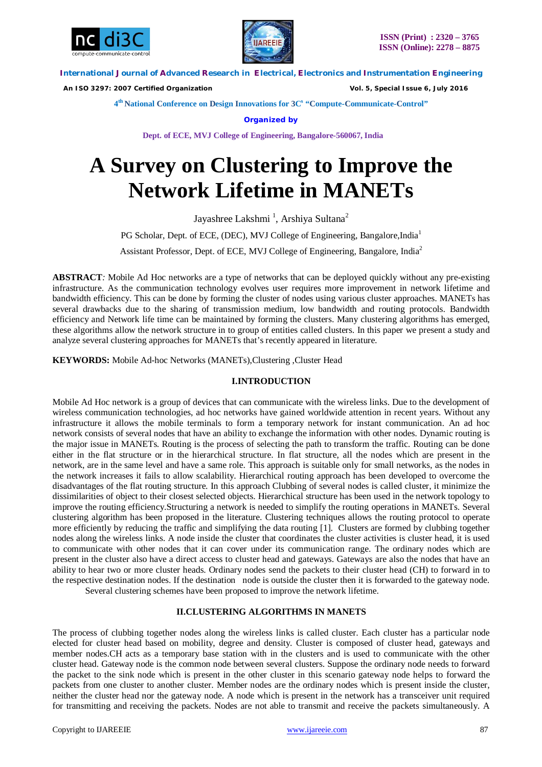# A Survey on Clustering to Improve the Network Lifetime in MANETs

Jayashree Lakshmi [1], Arshiya Sultana[2]

PG Scholar, Dept. of ECE, (DEC), MVJ College of Engineering, Bangalore,India[1]

Assistant Professor, Dept. of ECE, MVJ College of Engineering, Bangalore, India[2]

**ABSTRACT***:* Mobile Ad Hoc networks are a type of networks that can be deployed quickly without any pre-existing infrastructure. As the communication technology evolves user requires more improvement in network lifetime and bandwidth efficiency. This can be done by forming the cluster of nodes using various cluster approaches. MANETs has several drawbacks due to the sharing of transmission medium, low bandwidth and routing protocols. Bandwidth efficiency and Network life time can be maintained by forming the clusters. Many clustering algorithms has emerged, these algorithms allow the network structure in to group of entities called clusters. In this paper we present a study and analyze several clustering approaches for MANETs that's recently appeared in literature.

**KEYWORDS:** Mobile Ad-hoc Networks (MANETs),Clustering ,Cluster Head

## I.INTRODUCTION

Mobile Ad Hoc network is a group of devices that can communicate with the wireless links. Due to the development of wireless communication technologies, ad hoc networks have gained worldwide attention in recent years. Without any infrastructure it allows the mobile terminals to form a temporary network for instant communication. An ad hoc network consists of several nodes that have an ability to exchange the information with other nodes. Dynamic routing is the major issue in MANETs. Routing is the process of selecting the path to transform the traffic. Routing can be done either in the flat structure or in the hierarchical structure. In flat structure, all the nodes which are present in the network, are in the same level and have a same role. This approach is suitable only for small networks, as the nodes in the network increases it fails to allow scalability. Hierarchical routing approach has been developed to overcome the disadvantages of the flat routing structure. In this approach Clubbing of several nodes is called cluster, it minimize the dissimilarities of object to their closest selected objects. Hierarchical structure has been used in the network topology to improve the routing efficiency.Structuring a network is needed to simplify the routing operations in MANETs. Several clustering algorithm has been proposed in the literature. Clustering techniques allows the routing protocol to operate more efficiently by reducing the traffic and simplifying the data routing [1]. Clusters are formed by clubbing together nodes along the wireless links. A node inside the cluster that coordinates the cluster activities is cluster head, it is used to communicate with other nodes that it can cover under its communication range. The ordinary nodes which are present in the cluster also have a direct access to cluster head and gateways. Gateways are also the nodes that have an ability to hear two or more cluster heads. Ordinary nodes send the packets to their cluster head (CH) to forward in to the respective destination nodes. If the destination node is outside the cluster then it is forwarded to the gateway node.

Several clustering schemes have been proposed to improve the network lifetime.

## II.CLUSTERING ALGORITHMS IN MANETS

The process of clubbing together nodes along the wireless links is called cluster. Each cluster has a particular node elected for cluster head based on mobility, degree and density. Cluster is composed of cluster head, gateways and member nodes.CH acts as a temporary base station with in the clusters and is used to communicate with the other cluster head. Gateway node is the common node between several clusters. Suppose the ordinary node needs to forward the packet to the sink node which is present in the other cluster in this scenario gateway node helps to forward the packets from one cluster to another cluster. Member nodes are the ordinary nodes which is present inside the cluster, neither the cluster head nor the gateway node. A node which is present in the network has a transceiver unit required for transmitting and receiving the packets. Nodes are not able to transmit and receive the packets simultaneously. A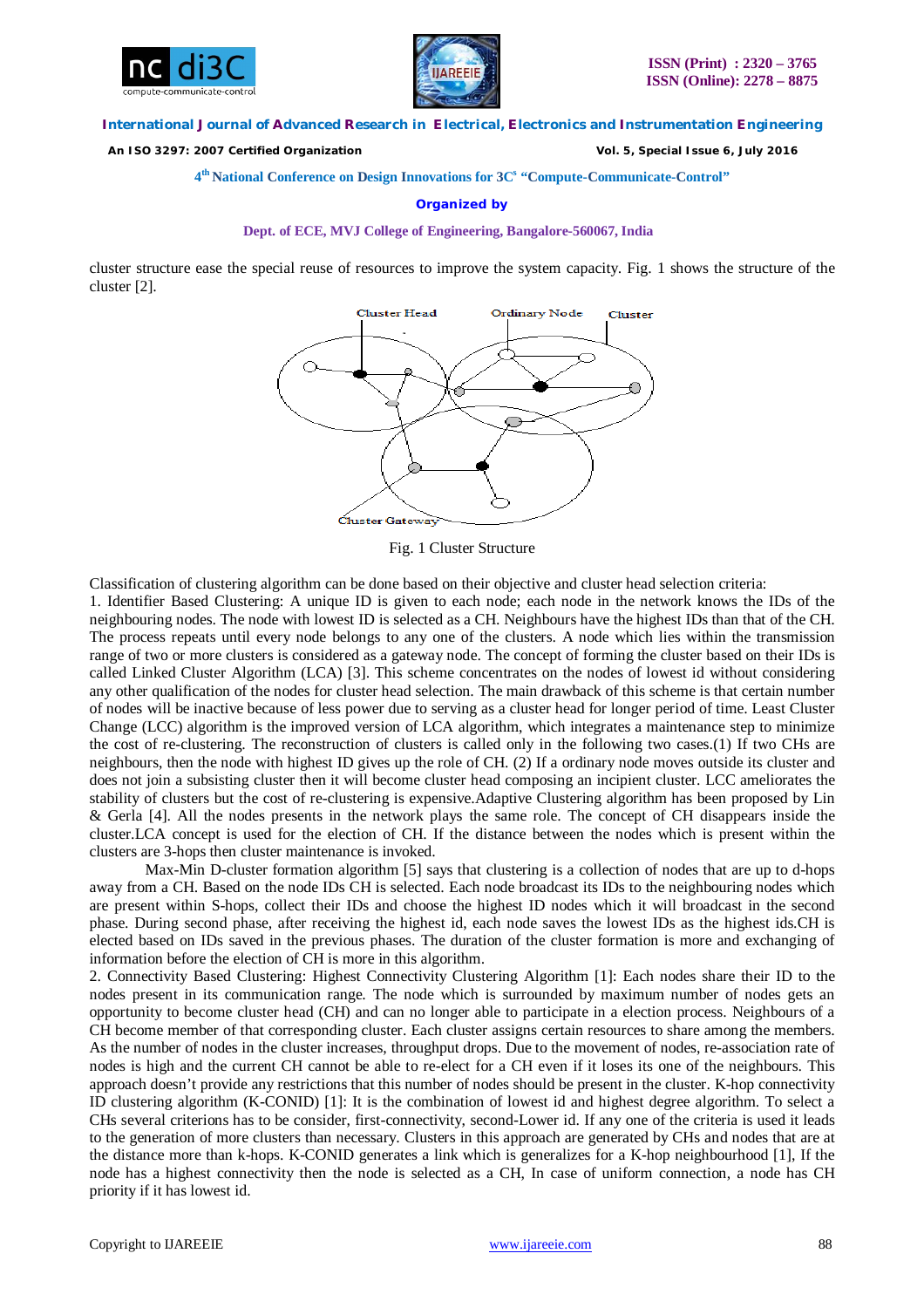cluster structure ease the special reuse of resources to improve the system capacity. Fig. 1 shows the structure of the cluster [2].

Fig. 1 Cluster Structure

Classification of clustering algorithm can be done based on their objective and cluster head selection criteria:

1. Identifier Based Clustering: A unique ID is given to each node; each node in the network knows the IDs of the neighbouring nodes. The node with lowest ID is selected as a CH. Neighbours have the highest IDs than that of the CH. The process repeats until every node belongs to any one of the clusters. A node which lies within the transmission range of two or more clusters is considered as a gateway node. The concept of forming the cluster based on their IDs is called Linked Cluster Algorithm (LCA) [3]. This scheme concentrates on the nodes of lowest id without considering any other qualification of the nodes for cluster head selection. The main drawback of this scheme is that certain number of nodes will be inactive because of less power due to serving as a cluster head for longer period of time. Least Cluster Change (LCC) algorithm is the improved version of LCA algorithm, which integrates a maintenance step to minimize the cost of re-clustering. The reconstruction of clusters is called only in the following two cases.(1) If two CHs are neighbours, then the node with highest ID gives up the role of CH. (2) If a ordinary node moves outside its cluster and does not join a subsisting cluster then it will become cluster head composing an incipient cluster. LCC ameliorates the stability of clusters but the cost of re-clustering is expensive.Adaptive Clustering algorithm has been proposed by Lin & Gerla [4]. All the nodes presents in the network plays the same role. The concept of CH disappears inside the cluster.LCA concept is used for the election of CH. If the distance between the nodes which is present within the clusters are 3-hops then cluster maintenance is invoked.

Max-Min D-cluster formation algorithm [5] says that clustering is a collection of nodes that are up to d-hops away from a CH. Based on the node IDs CH is selected. Each node broadcast its IDs to the neighbouring nodes which are present within S-hops, collect their IDs and choose the highest ID nodes which it will broadcast in the second phase. During second phase, after receiving the highest id, each node saves the lowest IDs as the highest ids.CH is elected based on IDs saved in the previous phases. The duration of the cluster formation is more and exchanging of information before the election of CH is more in this algorithm.

2. Connectivity Based Clustering: Highest Connectivity Clustering Algorithm [1]: Each nodes share their ID to the nodes present in its communication range. The node which is surrounded by maximum number of nodes gets an opportunity to become cluster head (CH) and can no longer able to participate in a election process. Neighbours of a CH become member of that corresponding cluster. Each cluster assigns certain resources to share among the members. As the number of nodes in the cluster increases, throughput drops. Due to the movement of nodes, re-association rate of nodes is high and the current CH cannot be able to re-elect for a CH even if it loses its one of the neighbours. This approach doesn't provide any restrictions that this number of nodes should be present in the cluster. K-hop connectivity ID clustering algorithm (K-CONID) [1]: It is the combination of lowest id and highest degree algorithm. To select a CHs several criterions has to be consider, first-connectivity, second-Lower id. If any one of the criteria is used it leads to the generation of more clusters than necessary. Clusters in this approach are generated by CHs and nodes that are at the distance more than k-hops. K-CONID generates a link which is generalizes for a K-hop neighbourhood [1], If the node has a highest connectivity then the node is selected as a CH, In case of uniform connection, a node has CH priority if it has lowest id.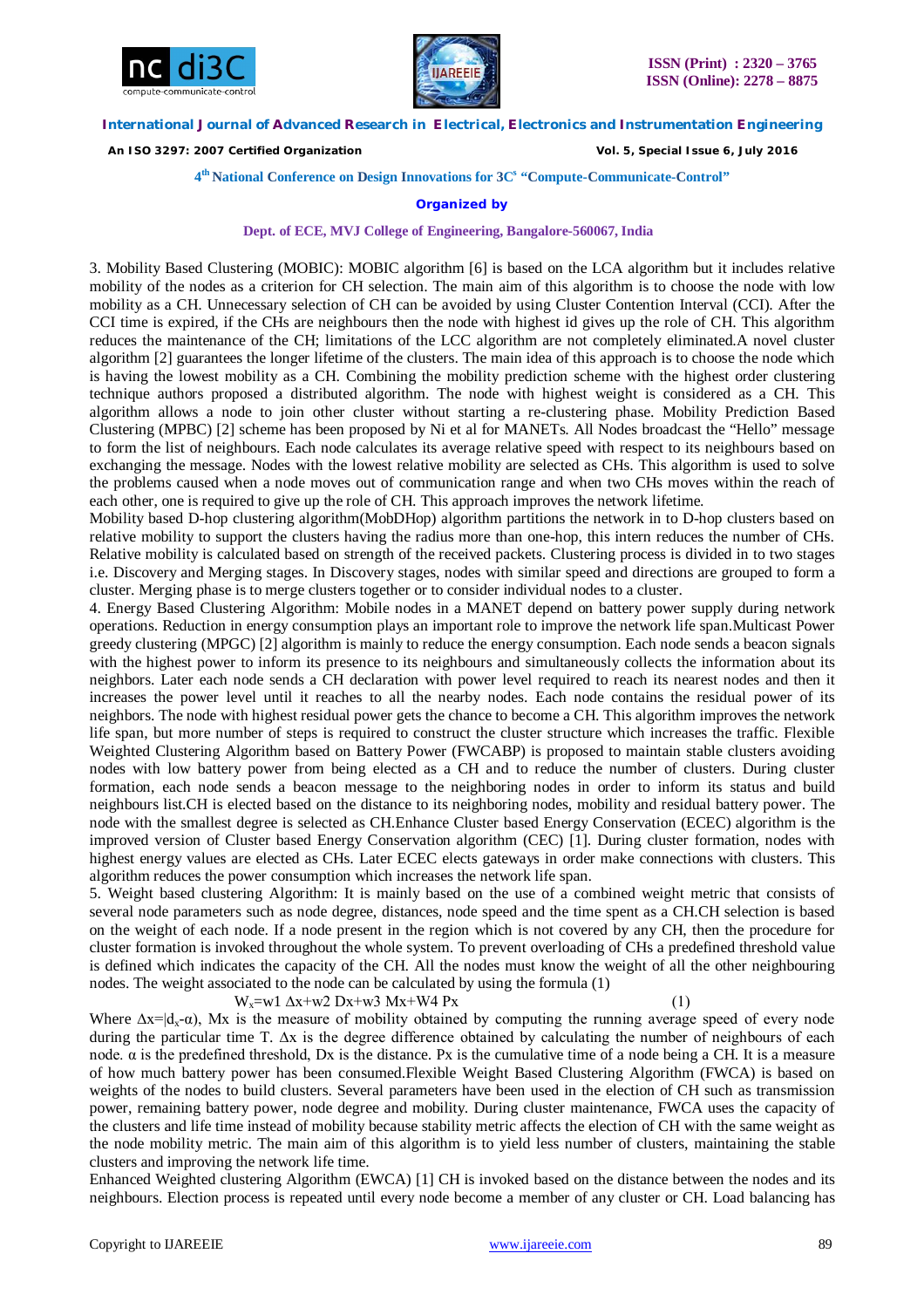3. Mobility Based Clustering (MOBIC): MOBIC algorithm [6] is based on the LCA algorithm but it includes relative mobility of the nodes as a criterion for CH selection. The main aim of this algorithm is to choose the node with low mobility as a CH. Unnecessary selection of CH can be avoided by using Cluster Contention Interval (CCI). After the CCI time is expired, if the CHs are neighbours then the node with highest id gives up the role of CH. This algorithm reduces the maintenance of the CH; limitations of the LCC algorithm are not completely eliminated.A novel cluster algorithm [2] guarantees the longer lifetime of the clusters. The main idea of this approach is to choose the node which is having the lowest mobility as a CH. Combining the mobility prediction scheme with the highest order clustering technique authors proposed a distributed algorithm. The node with highest weight is considered as a CH. This algorithm allows a node to join other cluster without starting a re-clustering phase. Mobility Prediction Based Clustering (MPBC) [2] scheme has been proposed by Ni et al for MANETs. All Nodes broadcast the "Hello" message to form the list of neighbours. Each node calculates its average relative speed with respect to its neighbours based on exchanging the message. Nodes with the lowest relative mobility are selected as CHs. This algorithm is used to solve the problems caused when a node moves out of communication range and when two CHs moves within the reach of each other, one is required to give up the role of CH. This approach improves the network lifetime.

Mobility based D-hop clustering algorithm(MobDHop) algorithm partitions the network in to D-hop clusters based on relative mobility to support the clusters having the radius more than one-hop, this intern reduces the number of CHs. Relative mobility is calculated based on strength of the received packets. Clustering process is divided in to two stages i.e. Discovery and Merging stages. In Discovery stages, nodes with similar speed and directions are grouped to form a cluster. Merging phase is to merge clusters together or to consider individual nodes to a cluster.

4. Energy Based Clustering Algorithm: Mobile nodes in a MANET depend on battery power supply during network operations. Reduction in energy consumption plays an important role to improve the network life span.Multicast Power greedy clustering (MPGC) [2] algorithm is mainly to reduce the energy consumption. Each node sends a beacon signals with the highest power to inform its presence to its neighbours and simultaneously collects the information about its neighbors. Later each node sends a CH declaration with power level required to reach its nearest nodes and then it increases the power level until it reaches to all the nearby nodes. Each node contains the residual power of its neighbors. The node with highest residual power gets the chance to become a CH. This algorithm improves the network life span, but more number of steps is required to construct the cluster structure which increases the traffic. Flexible Weighted Clustering Algorithm based on Battery Power (FWCABP) is proposed to maintain stable clusters avoiding nodes with low battery power from being elected as a CH and to reduce the number of clusters. During cluster formation, each node sends a beacon message to the neighboring nodes in order to inform its status and build neighbours list.CH is elected based on the distance to its neighboring nodes, mobility and residual battery power. The node with the smallest degree is selected as CH.Enhance Cluster based Energy Conservation (ECEC) algorithm is the improved version of Cluster based Energy Conservation algorithm (CEC) [1]. During cluster formation, nodes with highest energy values are elected as CHs. Later ECEC elects gateways in order make connections with clusters. This algorithm reduces the power consumption which increases the network life span.

5. Weight based clustering Algorithm: It is mainly based on the use of a combined weight metric that consists of several node parameters such as node degree, distances, node speed and the time spent as a CH.CH selection is based on the weight of each node. If a node present in the region which is not covered by any CH, then the procedure for cluster formation is invoked throughout the whole system. To prevent overloading of CHs a predefined threshold value is defined which indicates the capacity of the CH. All the nodes must know the weight of all the other neighbouring nodes. The weight associated to the node can be calculated by using the formula (1)

$$W_x = w1\ \Delta x + w2\ Dx + w3\ Mx + W4\ Px \qquad (1)$$

Where $\Delta x = |d_x - \alpha)$, Mx is the measure of mobility obtained by computing the running average speed of every node during the particular time T. $\Delta x$ is the degree difference obtained by calculating the number of neighbours of each node. $\alpha$ is the predefined threshold, Dx is the distance. Px is the cumulative time of a node being a CH. It is a measure of how much battery power has been consumed.Flexible Weight Based Clustering Algorithm (FWCA) is based on weights of the nodes to build clusters. Several parameters have been used in the election of CH such as transmission power, remaining battery power, node degree and mobility. During cluster maintenance, FWCA uses the capacity of the clusters and life time instead of mobility because stability metric affects the election of CH with the same weight as the node mobility metric. The main aim of this algorithm is to yield less number of clusters, maintaining the stable clusters and improving the network life time.

Enhanced Weighted clustering Algorithm (EWCA) [1] CH is invoked based on the distance between the nodes and its neighbours. Election process is repeated until every node become a member of any cluster or CH. Load balancing has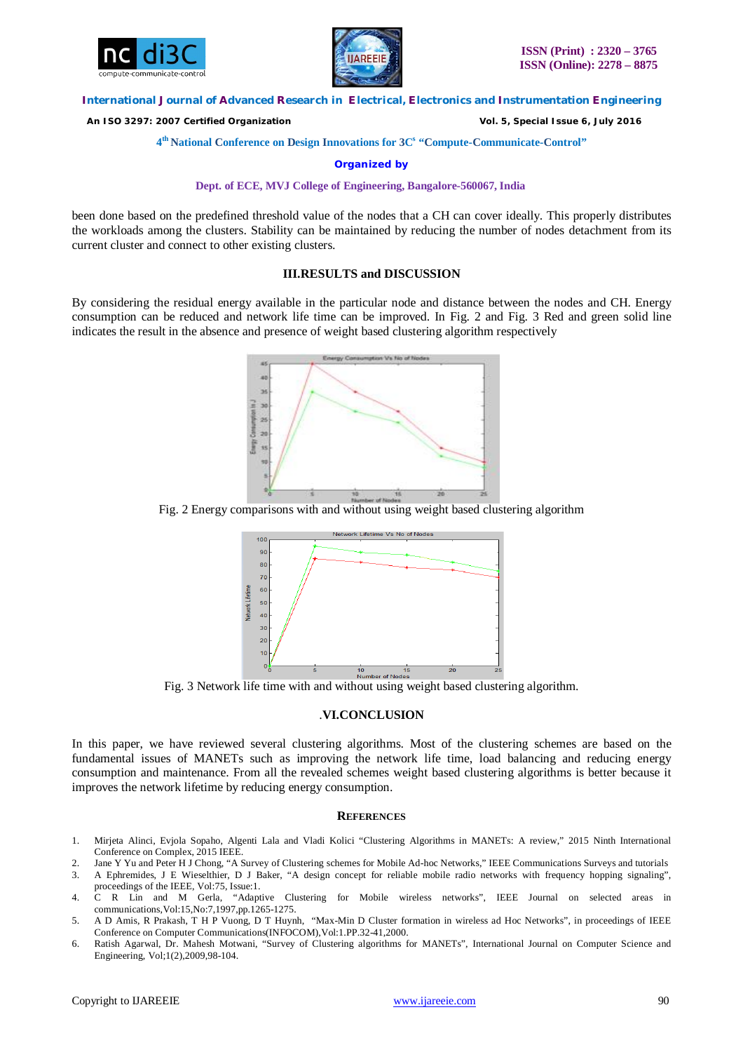been done based on the predefined threshold value of the nodes that a CH can cover ideally. This properly distributes the workloads among the clusters. Stability can be maintained by reducing the number of nodes detachment from its current cluster and connect to other existing clusters.

## III.RESULTS and DISCUSSION

By considering the residual energy available in the particular node and distance between the nodes and CH. Energy consumption can be reduced and network life time can be improved. In Fig. 2 and Fig. 3 Red and green solid line indicates the result in the absence and presence of weight based clustering algorithm respectively

Energy Consumption Vs No of Nodes
Energy Consumption in J
0 5 10 15 20 25 30 35 40 45
Number of Nodes
0 5 10 15 20 25

Fig. 2 Energy comparisons with and without using weight based clustering algorithm

Network Lifetime Vs No of Nodes
Network Lifetime
0 10 20 30 40 50 60 70 80 90 100
Number of Nodes
0 5 10 15 20 25

Fig. 3 Network life time with and without using weight based clustering algorithm.

## .VI.CONCLUSION

In this paper, we have reviewed several clustering algorithms. Most of the clustering schemes are based on the fundamental issues of MANETs such as improving the network life time, load balancing and reducing energy consumption and maintenance. From all the revealed schemes weight based clustering algorithms is better because it improves the network lifetime by reducing energy consumption.

## REFERENCES

1. Mirjeta Alinci, Evjola Sopaho, Algenti Lala and Vladi Kolici "Clustering Algorithms in MANETs: A review," 2015 Ninth International Conference on Complex, 2015 IEEE.
2. Jane Y Yu and Peter H J Chong, "A Survey of Clustering schemes for Mobile Ad-hoc Networks," IEEE Communications Surveys and tutorials
3. A Ephremides, J E Wieselthier, D J Baker, "A design concept for reliable mobile radio networks with frequency hopping signaling", proceedings of the IEEE, Vol:75, Issue:1.
4. C R Lin and M Gerla, "Adaptive Clustering for Mobile wireless networks", IEEE Journal on selected areas in communications,Vol:15,No:7,1997,pp.1265-1275.
5. A D Amis, R Prakash, T H P Vuong, D T Huynh, "Max-Min D Cluster formation in wireless ad Hoc Networks", in proceedings of IEEE Conference on Computer Communications(INFOCOM),Vol:1.PP.32-41,2000.
6. Ratish Agarwal, Dr. Mahesh Motwani, "Survey of Clustering algorithms for MANETs", International Journal on Computer Science and Engineering, Vol;1(2),2009,98-104.